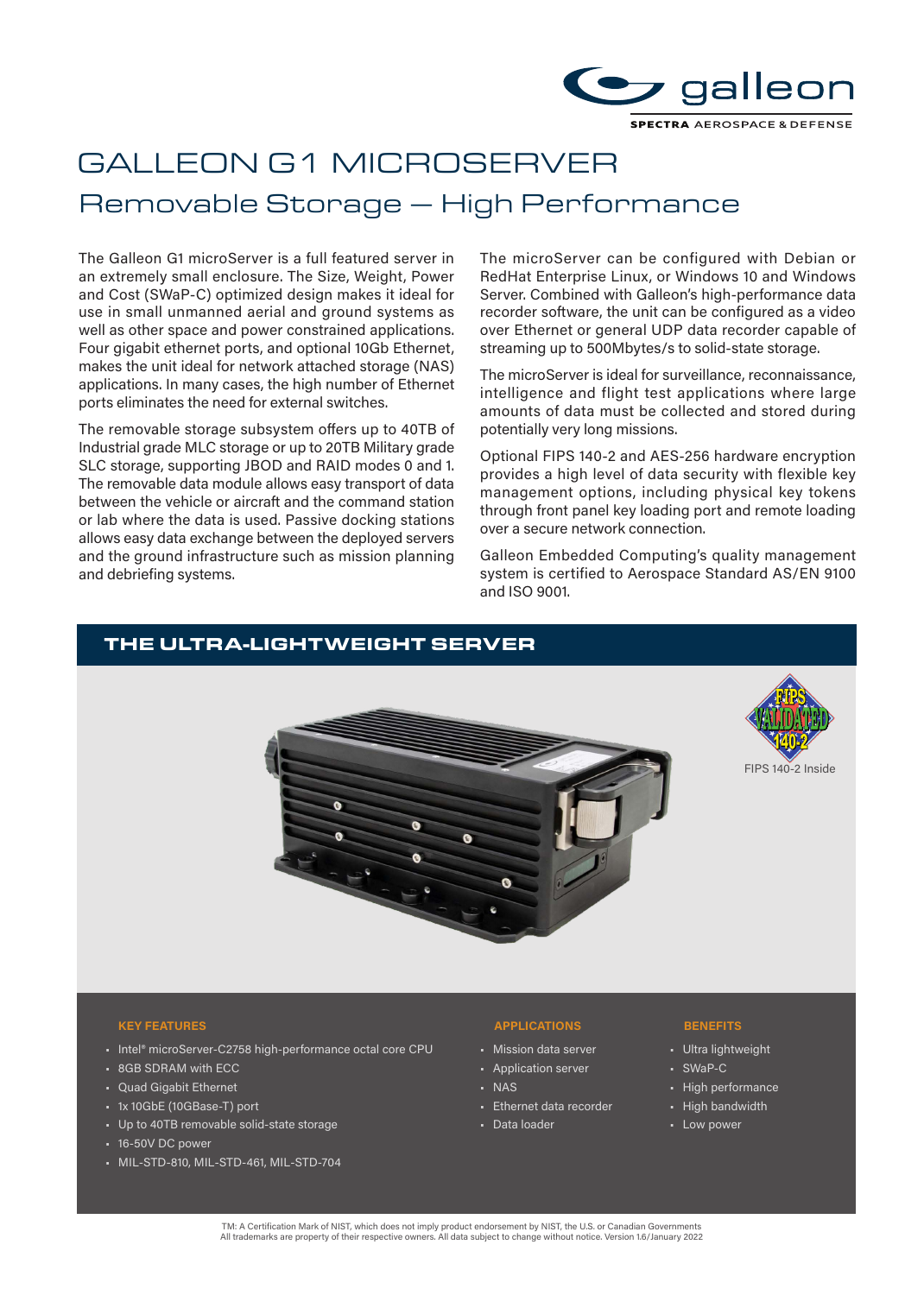# GALLEON G1 MICROSERVER

## Removable Storage — High Performance

The Galleon G1 microServer is a full featured server in an extremely small enclosure. The Size, Weight, Power and Cost (SWaP-C) optimized design makes it ideal for use in small unmanned aerial and ground systems as well as other space and power constrained applications. Four gigabit ethernet ports, and optional 10Gb Ethernet, makes the unit ideal for network attached storage (NAS) applications. In many cases, the high number of Ethernet ports eliminates the need for external switches.

The removable storage subsystem offers up to 40TB of Industrial grade MLC storage or up to 20TB Military grade SLC storage, supporting JBOD and RAID modes 0 and 1. The removable data module allows easy transport of data between the vehicle or aircraft and the command station or lab where the data is used. Passive docking stations allows easy data exchange between the deployed servers and the ground infrastructure such as mission planning and debriefing systems.

The microServer can be configured with Debian or RedHat Enterprise Linux, or Windows 10 and Windows Server. Combined with Galleon's high-performance data recorder software, the unit can be configured as a video over Ethernet or general UDP data recorder capable of streaming up to 500Mbytes/s to solid-state storage.

The microServer is ideal for surveillance, reconnaissance, intelligence and flight test applications where large amounts of data must be collected and stored during potentially very long missions.

Optional FIPS 140-2 and AES-256 hardware encryption provides a high level of data security with flexible key management options, including physical key tokens through front panel key loading port and remote loading over a secure network connection.

Galleon Embedded Computing's quality management system is certified to Aerospace Standard AS/EN 9100 and ISO 9001.

## THE ULTRA-LIGHTWEIGHT SERVER

FIPS 140-2 Inside

### KEY FEATURES

- Intel® microServer-C2758 high-performance octal core CPU
- 8GB SDRAM with ECC
- Quad Gigabit Ethernet
- 1x 10GbE (10GBase-T) port
- Up to 40TB removable solid-state storage
- 16-50V DC power
- MIL-STD-810, MIL-STD-461, MIL-STD-704

### APPLICATIONS

- Mission data server
- Application server
- NAS
- Ethernet data recorder
- Data loader

### BENEFITS

- Ultra lightweight
- SWaP-C
- High performance
- High bandwidth
- Low power

TM: A Certification Mark of NIST, which does not imply product endorsement by NIST, the U.S. or Canadian Governments
All trademarks are property of their respective owners. All data subject to change without notice. Version 1.6/January 2022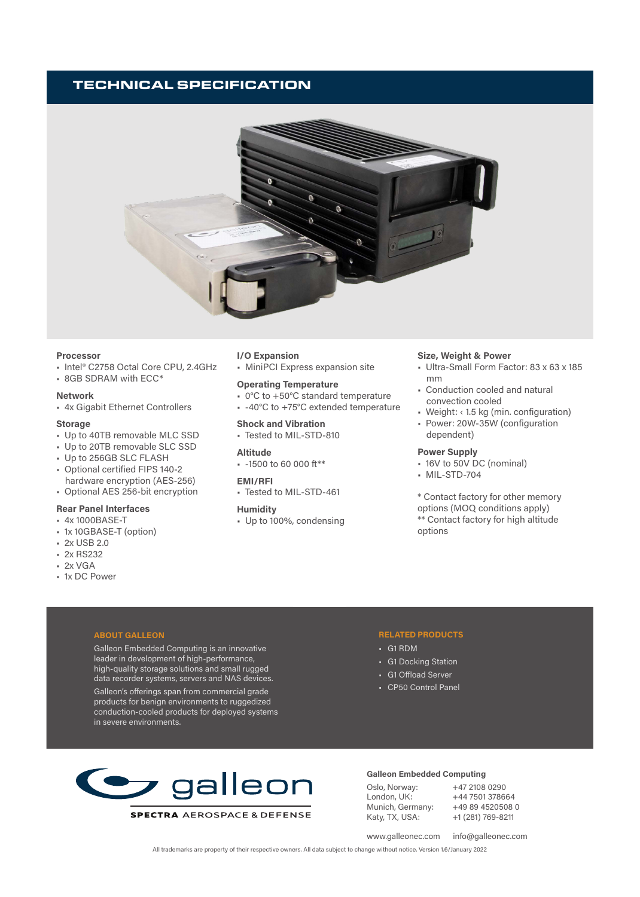# TECHNICAL SPECIFICATION

### Processor
- Intel® C2758 Octal Core CPU, 2.4GHz
- 8GB SDRAM with ECC*

### Network
- 4x Gigabit Ethernet Controllers

### Storage
- Up to 40TB removable MLC SSD
- Up to 20TB removable SLC SSD
- Up to 256GB SLC FLASH
- Optional certified FIPS 140-2 hardware encryption (AES-256)
- Optional AES 256-bit encryption

### Rear Panel Interfaces
- 4x 1000BASE-T
- 1x 10GBASE-T (option)
- 2x USB 2.0
- 2x RS232
- 2x VGA
- 1x DC Power

### I/O Expansion
- MiniPCI Express expansion site

### Operating Temperature
- 0°C to +50°C standard temperature
- -40°C to +75°C extended temperature

### Shock and Vibration
- Tested to MIL-STD-810

### Altitude
- -1500 to 60 000 ft**

### EMI/RFI
- Tested to MIL-STD-461

### Humidity
- Up to 100%, condensing

### Size, Weight & Power
- Ultra-Small Form Factor: 83 x 63 x 185 mm
- Conduction cooled and natural convection cooled
- Weight: ‹ 1.5 kg (min. configuration)
- Power: 20W-35W (configuration dependent)

### Power Supply
- 16V to 50V DC (nominal)
- MIL-STD-704

* Contact factory for other memory options (MOQ conditions apply)
** Contact factory for high altitude options

## ABOUT GALLEON

Galleon Embedded Computing is an innovative leader in development of high-performance, high-quality storage solutions and small rugged data recorder systems, servers and NAS devices.

Galleon's offerings span from commercial grade products for benign environments to ruggedized conduction-cooled products for deployed systems in severe environments.

## RELATED PRODUCTS

- G1 RDM
- G1 Docking Station
- G1 Offload Server
- CP50 Control Panel

galleon
SPECTRA AEROSPACE & DEFENSE

**Galleon Embedded Computing**

| | |
|---|---|
| Oslo, Norway: | +47 2108 0290 |
| London, UK: | +44 7501 378664 |
| Munich, Germany: | +49 89 4520508 0 |
| Katy, TX, USA: | +1 (281) 769-8211 |

www.galleonec.com info@galleonec.com

All trademarks are property of their respective owners. All data subject to change without notice. Version 1.6/January 2022